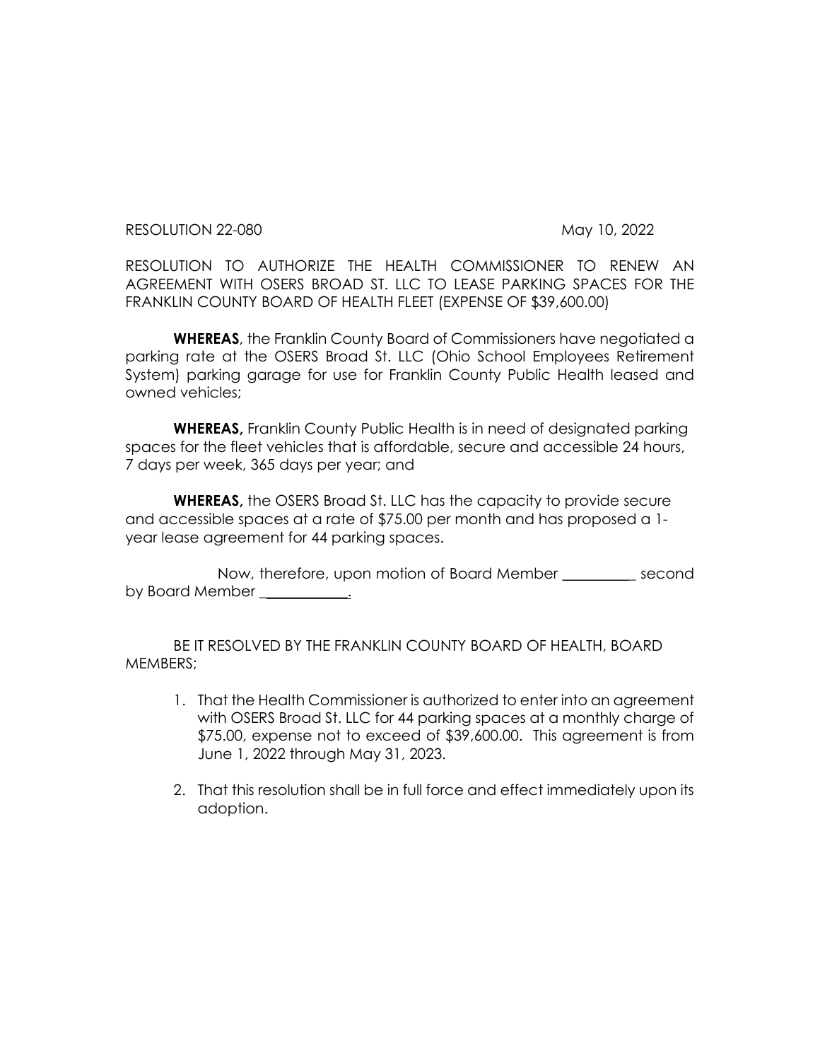RESOLUTION 22-080 May 10, 2022

RESOLUTION TO AUTHORIZE THE HEALTH COMMISSIONER TO RENEW AN AGREEMENT WITH OSERS BROAD ST. LLC TO LEASE PARKING SPACES FOR THE FRANKLIN COUNTY BOARD OF HEALTH FLEET (EXPENSE OF $39,600.00)

**WHEREAS**, the Franklin County Board of Commissioners have negotiated a parking rate at the OSERS Broad St. LLC (Ohio School Employees Retirement System) parking garage for use for Franklin County Public Health leased and owned vehicles;

**WHEREAS,** Franklin County Public Health is in need of designated parking spaces for the fleet vehicles that is affordable, secure and accessible 24 hours, 7 days per week, 365 days per year; and

**WHEREAS,** the OSERS Broad St. LLC has the capacity to provide secure and accessible spaces at a rate of $75.00 per month and has proposed a 1-year lease agreement for 44 parking spaces.

Now, therefore, upon motion of Board Member __________ second by Board Member ___________.

BE IT RESOLVED BY THE FRANKLIN COUNTY BOARD OF HEALTH, BOARD MEMBERS;

1. That the Health Commissioner is authorized to enter into an agreement with OSERS Broad St. LLC for 44 parking spaces at a monthly charge of $75.00, expense not to exceed of $39,600.00. This agreement is from June 1, 2022 through May 31, 2023.
2. That this resolution shall be in full force and effect immediately upon its adoption.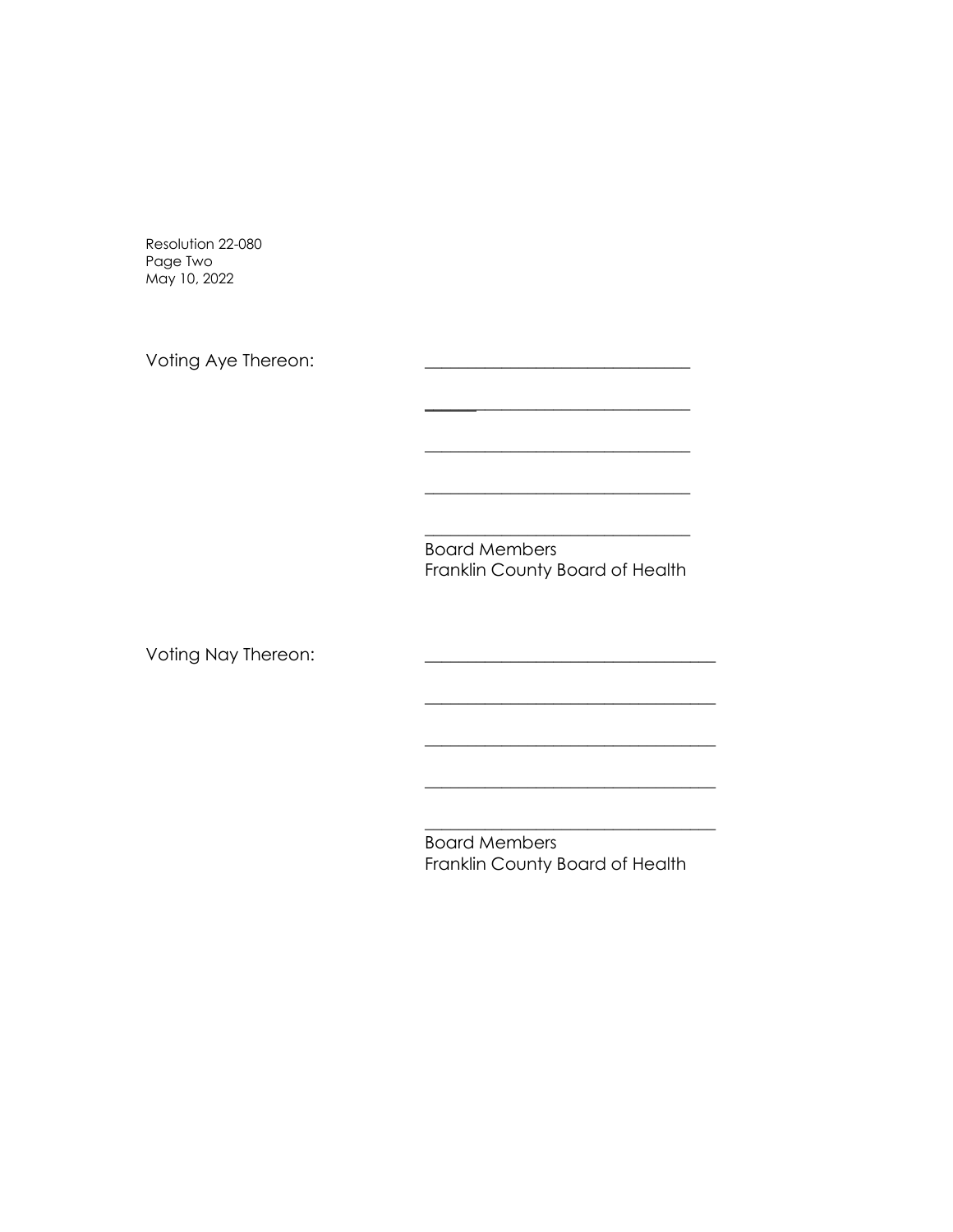Resolution 22-080
Page Two
May 10, 2022

Voting Aye Thereon: \_\_\_\_\_\_\_\_\_\_\_\_\_\_\_\_\_\_\_\_\_\_\_\_\_\_\_\_\_\_

\_\_\_\_\_\_\_\_\_\_\_\_\_\_\_\_\_\_\_\_\_\_\_\_\_\_\_\_\_\_

\_\_\_\_\_\_\_\_\_\_\_\_\_\_\_\_\_\_\_\_\_\_\_\_\_\_\_\_\_\_

\_\_\_\_\_\_\_\_\_\_\_\_\_\_\_\_\_\_\_\_\_\_\_\_\_\_\_\_\_\_

\_\_\_\_\_\_\_\_\_\_\_\_\_\_\_\_\_\_\_\_\_\_\_\_\_\_\_\_\_\_

Board Members
Franklin County Board of Health

Voting Nay Thereon: \_\_\_\_\_\_\_\_\_\_\_\_\_\_\_\_\_\_\_\_\_\_\_\_\_\_\_\_\_\_

\_\_\_\_\_\_\_\_\_\_\_\_\_\_\_\_\_\_\_\_\_\_\_\_\_\_\_\_\_\_

\_\_\_\_\_\_\_\_\_\_\_\_\_\_\_\_\_\_\_\_\_\_\_\_\_\_\_\_\_\_

\_\_\_\_\_\_\_\_\_\_\_\_\_\_\_\_\_\_\_\_\_\_\_\_\_\_\_\_\_\_

\_\_\_\_\_\_\_\_\_\_\_\_\_\_\_\_\_\_\_\_\_\_\_\_\_\_\_\_\_\_

Board Members
Franklin County Board of Health